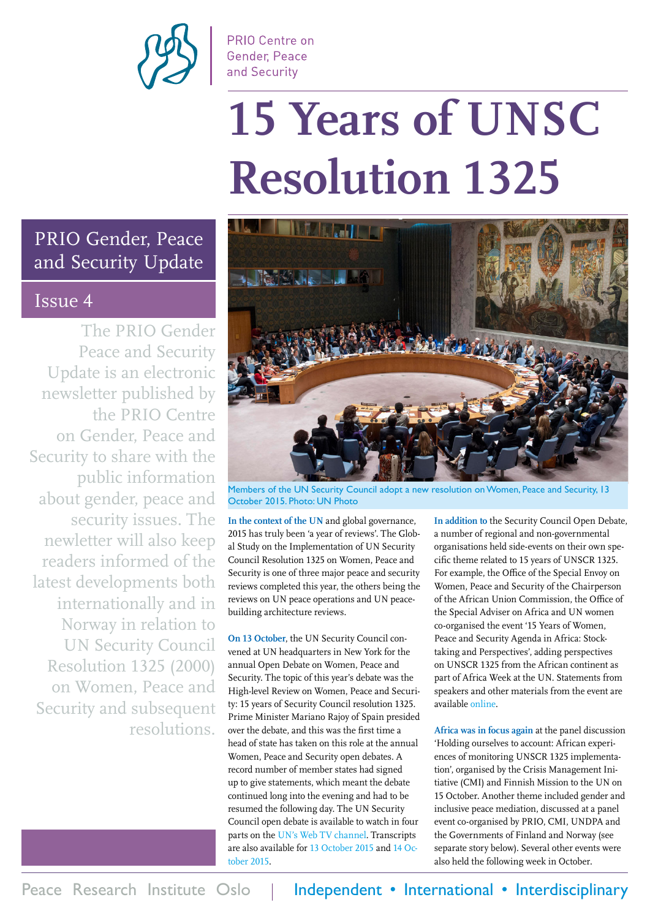PRIO Centre on Gender, Peace and Security

# 15 Years of UNSC Resolution 1325

## PRIO Gender, Peace and Security Update

### Issue 4

The PRIO Gender Peace and Security Update is an electronic newsletter published by the PRIO Centre on Gender, Peace and Security to share with the public information about gender, peace and security issues. The newletter will also keep readers informed of the latest developments both internationally and in Norway in relation to UN Security Council Resolution 1325 (2000) on Women, Peace and Security and subsequent resolutions.

Members of the UN Security Council adopt a new resolution on Women, Peace and Security, 13 October 2015. Photo: UN Photo

**In the context of the UN** and global governance, 2015 has truly been 'a year of reviews'. The Global Study on the Implementation of UN Security Council Resolution 1325 on Women, Peace and Security is one of three major peace and security reviews completed this year, the others being the reviews on UN peace operations and UN peacebuilding architecture reviews.

**On 13 October**, the UN Security Council convened at UN headquarters in New York for the annual Open Debate on Women, Peace and Security. The topic of this year's debate was the High-level Review on Women, Peace and Security: 15 years of Security Council resolution 1325. Prime Minister Mariano Rajoy of Spain presided over the debate, and this was the first time a head of state has taken on this role at the annual Women, Peace and Security open debates. A record number of member states had signed up to give statements, which meant the debate continued long into the evening and had to be resumed the following day. The UN Security Council open debate is available to watch in four parts on the UN's Web TV channel. Transcripts are also available for 13 October 2015 and 14 October 2015.

**In addition to** the Security Council Open Debate, a number of regional and non-governmental organisations held side-events on their own specific theme related to 15 years of UNSCR 1325. For example, the Office of the Special Envoy on Women, Peace and Security of the Chairperson of the African Union Commission, the Office of the Special Adviser on Africa and UN women co-organised the event '15 Years of Women, Peace and Security Agenda in Africa: Stocktaking and Perspectives', adding perspectives on UNSCR 1325 from the African continent as part of Africa Week at the UN. Statements from speakers and other materials from the event are available online.

**Africa was in focus again** at the panel discussion 'Holding ourselves to account: African experiences of monitoring UNSCR 1325 implementation', organised by the Crisis Management Initiative (CMI) and Finnish Mission to the UN on 15 October. Another theme included gender and inclusive peace mediation, discussed at a panel event co-organised by PRIO, CMI, UNDPA and the Governments of Finland and Norway (see separate story below). Several other events were also held the following week in October.

Peace Research Institute Oslo | Independent • International • Interdisciplinary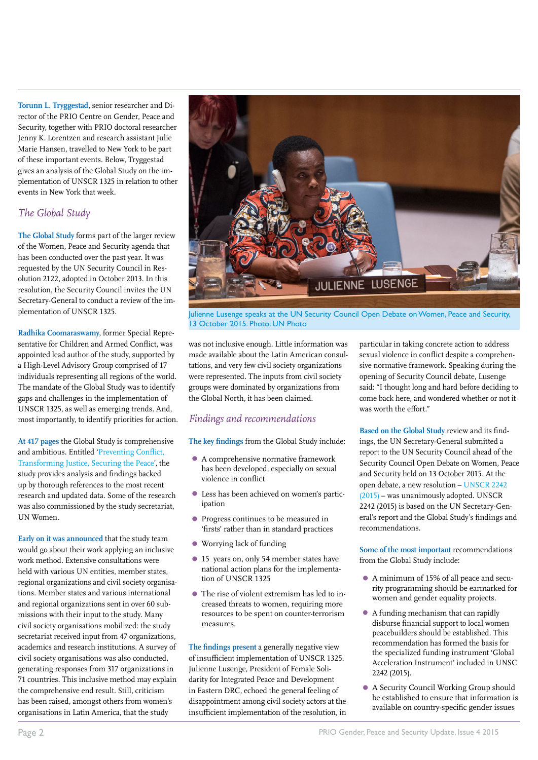**Torunn L. Tryggestad**, senior researcher and Director of the PRIO Centre on Gender, Peace and Security, together with PRIO doctoral researcher Jenny K. Lorentzen and research assistant Julie Marie Hansen, travelled to New York to be part of these important events. Below, Tryggestad gives an analysis of the Global Study on the implementation of UNSCR 1325 in relation to other events in New York that week.

## *The Global Study*

**The Global Study** forms part of the larger review of the Women, Peace and Security agenda that has been conducted over the past year. It was requested by the UN Security Council in Resolution 2122, adopted in October 2013. In this resolution, the Security Council invites the UN Secretary-General to conduct a review of the implementation of UNSCR 1325.

**Radhika Coomaraswamy**, former Special Representative for Children and Armed Conflict, was appointed lead author of the study, supported by a High-Level Advisory Group comprised of 17 individuals representing all regions of the world. The mandate of the Global Study was to identify gaps and challenges in the implementation of UNSCR 1325, as well as emerging trends. And, most importantly, to identify priorities for action.

**At 417 pages** the Global Study is comprehensive and ambitious. Entitled 'Preventing Conflict, Transforming Justice, Securing the Peace', the study provides analysis and findings backed up by thorough references to the most recent research and updated data. Some of the research was also commissioned by the study secretariat, UN Women.

**Early on it was announced** that the study team would go about their work applying an inclusive work method. Extensive consultations were held with various UN entities, member states, regional organizations and civil society organisations. Member states and various international and regional organizations sent in over 60 submissions with their input to the study. Many civil society organisations mobilized: the study secretariat received input from 47 organizations, academics and research institutions. A survey of civil society organisations was also conducted, generating responses from 317 organizations in 71 countries. This inclusive method may explain the comprehensive end result. Still, criticism has been raised, amongst others from women's organisations in Latin America, that the study was not inclusive enough. Little information was made available about the Latin American consultations, and very few civil society organizations were represented. The inputs from civil society groups were dominated by organizations from the Global North, it has been claimed.

Julienne Lusenge speaks at the UN Security Council Open Debate on Women, Peace and Security, 13 October 2015. Photo: UN Photo

## *Findings and recommendations*

**The key findings** from the Global Study include:

- A comprehensive normative framework has been developed, especially on sexual violence in conflict
- Less has been achieved on women's participation
- Progress continues to be measured in 'firsts' rather than in standard practices
- Worrying lack of funding
- 15 years on, only 54 member states have national action plans for the implementation of UNSCR 1325
- The rise of violent extremism has led to increased threats to women, requiring more resources to be spent on counter-terrorism measures.

**The findings present** a generally negative view of insufficient implementation of UNSCR 1325. Julienne Lusenge, President of Female Solidarity for Integrated Peace and Development in Eastern DRC, echoed the general feeling of disappointment among civil society actors at the insufficient implementation of the resolution, in particular in taking concrete action to address sexual violence in conflict despite a comprehensive normative framework. Speaking during the opening of Security Council debate, Lusenge said: "I thought long and hard before deciding to come back here, and wondered whether or not it was worth the effort."

**Based on the Global Study** review and its findings, the UN Secretary-General submitted a report to the UN Security Council ahead of the Security Council Open Debate on Women, Peace and Security held on 13 October 2015. At the open debate, a new resolution – UNSCR 2242 (2015) – was unanimously adopted. UNSCR 2242 (2015) is based on the UN Secretary-General's report and the Global Study's findings and recommendations.

**Some of the most important** recommendations from the Global Study include:

- A minimum of 15% of all peace and security programming should be earmarked for women and gender equality projects.
- A funding mechanism that can rapidly disburse financial support to local women peacebuilders should be established. This recommendation has formed the basis for the specialized funding instrument 'Global Acceleration Instrument' included in UNSC 2242 (2015).
- A Security Council Working Group should be established to ensure that information is available on country-specific gender issues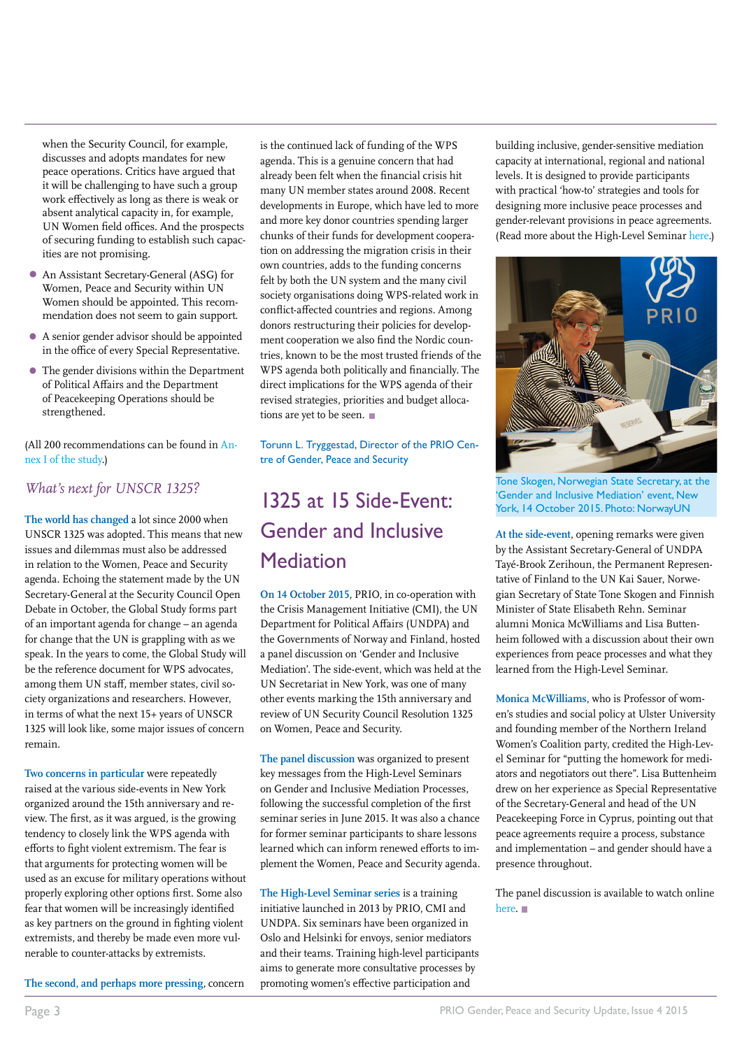when the Security Council, for example, discusses and adopts mandates for new peace operations. Critics have argued that it will be challenging to have such a group work effectively as long as there is weak or absent analytical capacity in, for example, UN Women field offices. And the prospects of securing funding to establish such capacities are not promising.

- An Assistant Secretary-General (ASG) for Women, Peace and Security within UN Women should be appointed. This recommendation does not seem to gain support.
- A senior gender advisor should be appointed in the office of every Special Representative.
- The gender divisions within the Department of Political Affairs and the Department of Peacekeeping Operations should be strengthened.

(All 200 recommendations can be found in Annex I of the study.)

## *What's next for UNSCR 1325?*

**The world has changed** a lot since 2000 when UNSCR 1325 was adopted. This means that new issues and dilemmas must also be addressed in relation to the Women, Peace and Security agenda. Echoing the statement made by the UN Secretary-General at the Security Council Open Debate in October, the Global Study forms part of an important agenda for change – an agenda for change that the UN is grappling with as we speak. In the years to come, the Global Study will be the reference document for WPS advocates, among them UN staff, member states, civil society organizations and researchers. However, in terms of what the next 15+ years of UNSCR 1325 will look like, some major issues of concern remain.

**Two concerns in particular** were repeatedly raised at the various side-events in New York organized around the 15th anniversary and review. The first, as it was argued, is the growing tendency to closely link the WPS agenda with efforts to fight violent extremism. The fear is that arguments for protecting women will be used as an excuse for military operations without properly exploring other options first. Some also fear that women will be increasingly identified as key partners on the ground in fighting violent extremists, and thereby be made even more vulnerable to counter-attacks by extremists.

**The second, and perhaps more pressing**, concern is the continued lack of funding of the WPS agenda. This is a genuine concern that had already been felt when the financial crisis hit many UN member states around 2008. Recent developments in Europe, which have led to more and more key donor countries spending larger chunks of their funds for development cooperation on addressing the migration crisis in their own countries, adds to the funding concerns felt by both the UN system and the many civil society organisations doing WPS-related work in conflict-affected countries and regions. Among donors restructuring their policies for development cooperation we also find the Nordic countries, known to be the most trusted friends of the WPS agenda both politically and financially. The direct implications for the WPS agenda of their revised strategies, priorities and budget allocations are yet to be seen. ■

Torunn L. Tryggestad, Director of the PRIO Centre of Gender, Peace and Security

# 1325 at 15 Side-Event: Gender and Inclusive Mediation

**On 14 October 2015**, PRIO, in co-operation with the Crisis Management Initiative (CMI), the UN Department for Political Affairs (UNDPA) and the Governments of Norway and Finland, hosted a panel discussion on 'Gender and Inclusive Mediation'. The side-event, which was held at the UN Secretariat in New York, was one of many other events marking the 15th anniversary and review of UN Security Council Resolution 1325 on Women, Peace and Security.

**The panel discussion** was organized to present key messages from the High-Level Seminars on Gender and Inclusive Mediation Processes, following the successful completion of the first seminar series in June 2015. It was also a chance for former seminar participants to share lessons learned which can inform renewed efforts to implement the Women, Peace and Security agenda.

**The High-Level Seminar series** is a training initiative launched in 2013 by PRIO, CMI and UNDPA. Six seminars have been organized in Oslo and Helsinki for envoys, senior mediators and their teams. Training high-level participants aims to generate more consultative processes by promoting women's effective participation and building inclusive, gender-sensitive mediation capacity at international, regional and national levels. It is designed to provide participants with practical 'how-to' strategies and tools for designing more inclusive peace processes and gender-relevant provisions in peace agreements. (Read more about the High-Level Seminar here.)

Tone Skogen, Norwegian State Secretary, at the 'Gender and Inclusive Mediation' event, New York, 14 October 2015. Photo: NorwayUN

**At the side-event**, opening remarks were given by the Assistant Secretary-General of UNDPA Tayé-Brook Zerihoun, the Permanent Representative of Finland to the UN Kai Sauer, Norwegian Secretary of State Tone Skogen and Finnish Minister of State Elisabeth Rehn. Seminar alumni Monica McWilliams and Lisa Buttenheim followed with a discussion about their own experiences from peace processes and what they learned from the High-Level Seminar.

**Monica McWilliams**, who is Professor of women's studies and social policy at Ulster University and founding member of the Northern Ireland Women's Coalition party, credited the High-Level Seminar for "putting the homework for mediators and negotiators out there". Lisa Buttenheim drew on her experience as Special Representative of the Secretary-General and head of the UN Peacekeeping Force in Cyprus, pointing out that peace agreements require a process, substance and implementation – and gender should have a presence throughout.

The panel discussion is available to watch online here. ■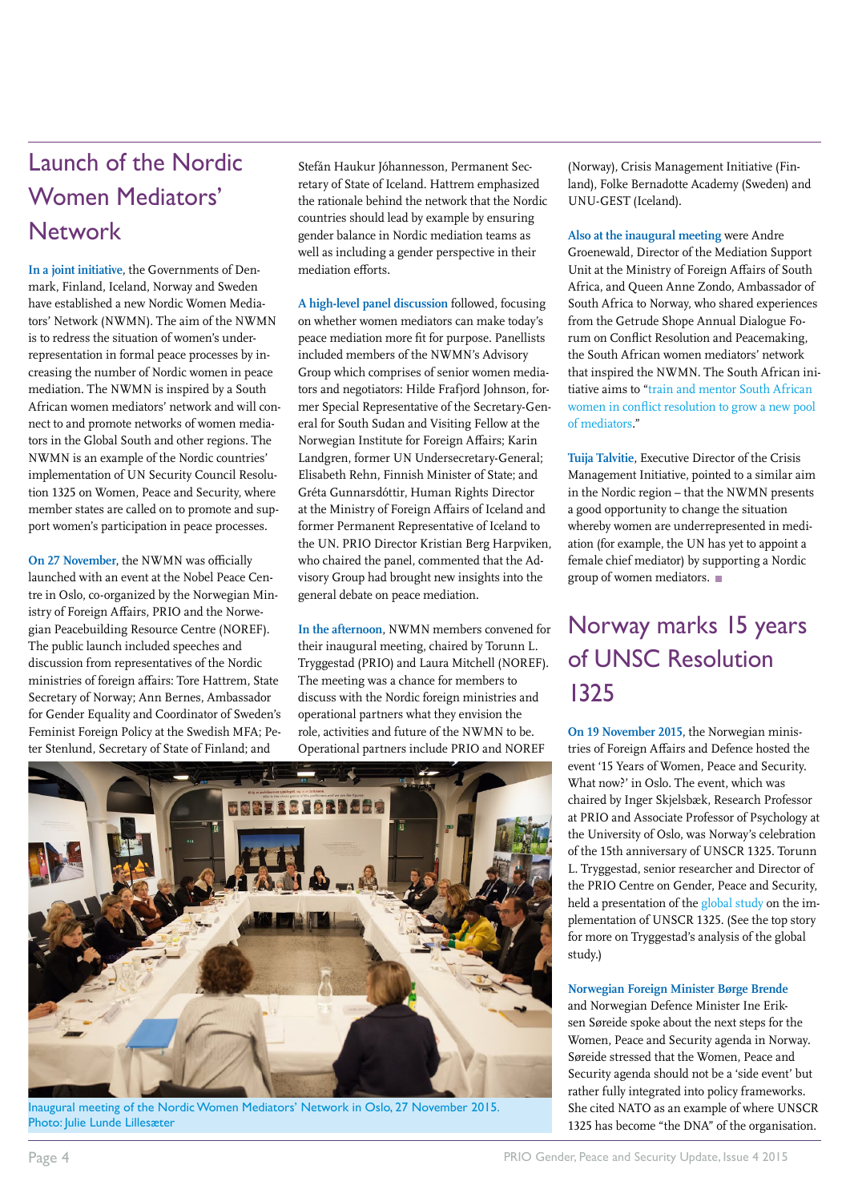# Launch of the Nordic Women Mediators' Network

**In a joint initiative**, the Governments of Denmark, Finland, Iceland, Norway and Sweden have established a new Nordic Women Mediators' Network (NWMN). The aim of the NWMN is to redress the situation of women's underrepresentation in formal peace processes by increasing the number of Nordic women in peace mediation. The NWMN is inspired by a South African women mediators' network and will connect to and promote networks of women mediators in the Global South and other regions. The NWMN is an example of the Nordic countries' implementation of UN Security Council Resolution 1325 on Women, Peace and Security, where member states are called on to promote and support women's participation in peace processes.

**On 27 November**, the NWMN was officially launched with an event at the Nobel Peace Centre in Oslo, co-organized by the Norwegian Ministry of Foreign Affairs, PRIO and the Norwegian Peacebuilding Resource Centre (NOREF). The public launch included speeches and discussion from representatives of the Nordic ministries of foreign affairs: Tore Hattrem, State Secretary of Norway; Ann Bernes, Ambassador for Gender Equality and Coordinator of Sweden's Feminist Foreign Policy at the Swedish MFA; Peter Stenlund, Secretary of State of Finland; and Stefán Haukur Jóhannesson, Permanent Secretary of State of Iceland. Hattrem emphasized the rationale behind the network that the Nordic countries should lead by example by ensuring gender balance in Nordic mediation teams as well as including a gender perspective in their mediation efforts.

**A high-level panel discussion** followed, focusing on whether women mediators can make today's peace mediation more fit for purpose. Panellists included members of the NWMN's Advisory Group which comprises of senior women mediators and negotiators: Hilde Frafjord Johnson, former Special Representative of the Secretary-General for South Sudan and Visiting Fellow at the Norwegian Institute for Foreign Affairs; Karin Landgren, former UN Undersecretary-General; Elisabeth Rehn, Finnish Minister of State; and Gréta Gunnarsdóttir, Human Rights Director at the Ministry of Foreign Affairs of Iceland and former Permanent Representative of Iceland to the UN. PRIO Director Kristian Berg Harpviken, who chaired the panel, commented that the Advisory Group had brought new insights into the general debate on peace mediation.

**In the afternoon**, NWMN members convened for their inaugural meeting, chaired by Torunn L. Tryggestad (PRIO) and Laura Mitchell (NOREF). The meeting was a chance for members to discuss with the Nordic foreign ministries and operational partners what they envision the role, activities and future of the NWMN to be. Operational partners include PRIO and NOREF (Norway), Crisis Management Initiative (Finland), Folke Bernadotte Academy (Sweden) and UNU-GEST (Iceland).

**Also at the inaugural meeting** were Andre Groenewald, Director of the Mediation Support Unit at the Ministry of Foreign Affairs of South Africa, and Queen Anne Zondo, Ambassador of South Africa to Norway, who shared experiences from the Getrude Shope Annual Dialogue Forum on Conflict Resolution and Peacemaking, the South African women mediators' network that inspired the NWMN. The South African initiative aims to "train and mentor South African women in conflict resolution to grow a new pool of mediators."

**Tuija Talvitie**, Executive Director of the Crisis Management Initiative, pointed to a similar aim in the Nordic region – that the NWMN presents a good opportunity to change the situation whereby women are underrepresented in mediation (for example, the UN has yet to appoint a female chief mediator) by supporting a Nordic group of women mediators.

Inaugural meeting of the Nordic Women Mediators' Network in Oslo, 27 November 2015. Photo: Julie Lunde Lillesæter

# Norway marks 15 years of UNSC Resolution 1325

**On 19 November 2015**, the Norwegian ministries of Foreign Affairs and Defence hosted the event '15 Years of Women, Peace and Security. What now?' in Oslo. The event, which was chaired by Inger Skjelsbæk, Research Professor at PRIO and Associate Professor of Psychology at the University of Oslo, was Norway's celebration of the 15th anniversary of UNSCR 1325. Torunn L. Tryggestad, senior researcher and Director of the PRIO Centre on Gender, Peace and Security, held a presentation of the global study on the implementation of UNSCR 1325. (See the top story for more on Tryggestad's analysis of the global study.)

**Norwegian Foreign Minister Børge Brende** and Norwegian Defence Minister Ine Eriksen Søreide spoke about the next steps for the Women, Peace and Security agenda in Norway. Søreide stressed that the Women, Peace and Security agenda should not be a 'side event' but rather fully integrated into policy frameworks. She cited NATO as an example of where UNSCR 1325 has become "the DNA" of the organisation.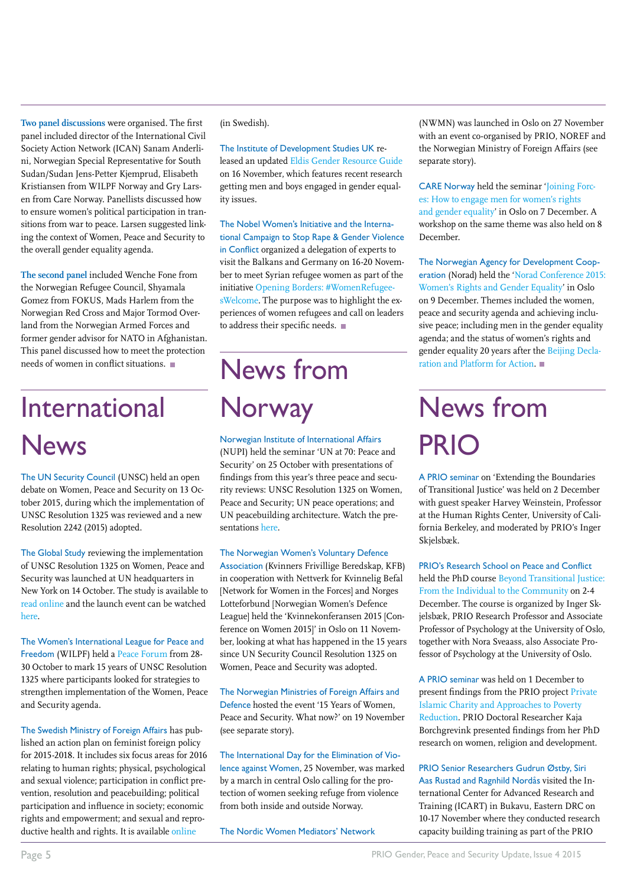**Two panel discussions** were organised. The first panel included director of the International Civil Society Action Network (ICAN) Sanam Anderlini, Norwegian Special Representative for South Sudan/Sudan Jens-Petter Kjemprud, Elisabeth Kristiansen from WILPF Norway and Gry Larsen from Care Norway. Panellists discussed how to ensure women's political participation in transitions from war to peace. Larsen suggested linking the context of Women, Peace and Security to the overall gender equality agenda.

**The second panel** included Wenche Fone from the Norwegian Refugee Council, Shyamala Gomez from FOKUS, Mads Harlem from the Norwegian Red Cross and Major Tormod Overland from the Norwegian Armed Forces and former gender advisor for NATO in Afghanistan. This panel discussed how to meet the protection needs of women in conflict situations.

# International News

The UN Security Council (UNSC) held an open debate on Women, Peace and Security on 13 October 2015, during which the implementation of UNSC Resolution 1325 was reviewed and a new Resolution 2242 (2015) adopted.

The Global Study reviewing the implementation of UNSC Resolution 1325 on Women, Peace and Security was launched at UN headquarters in New York on 14 October. The study is available to read online and the launch event can be watched here.

The Women's International League for Peace and Freedom (WILPF) held a Peace Forum from 28-30 October to mark 15 years of UNSC Resolution 1325 where participants looked for strategies to strengthen implementation of the Women, Peace and Security agenda.

The Swedish Ministry of Foreign Affairs has published an action plan on feminist foreign policy for 2015-2018. It includes six focus areas for 2016 relating to human rights; physical, psychological and sexual violence; participation in conflict prevention, resolution and peacebuilding; political participation and influence in society; economic rights and empowerment; and sexual and reproductive health and rights. It is available online (in Swedish).

The Institute of Development Studies UK released an updated Eldis Gender Resource Guide on 16 November, which features recent research getting men and boys engaged in gender equality issues.

The Nobel Women's Initiative and the International Campaign to Stop Rape & Gender Violence in Conflict organized a delegation of experts to visit the Balkans and Germany on 16-20 November to meet Syrian refugee women as part of the initiative Opening Borders: #WomenRefugeesWelcome. The purpose was to highlight the experiences of women refugees and call on leaders to address their specific needs.

# News from Norway

Norwegian Institute of International Affairs (NUPI) held the seminar 'UN at 70: Peace and Security' on 25 October with presentations of findings from this year's three peace and security reviews: UNSC Resolution 1325 on Women, Peace and Security; UN peace operations; and UN peacebuilding architecture. Watch the presentations here.

The Norwegian Women's Voluntary Defence Association (Kvinners Frivillige Beredskap, KFB) in cooperation with Nettverk for Kvinnelig Befal [Network for Women in the Forces] and Norges Lotteforbund [Norwegian Women's Defence League] held the 'Kvinnekonferansen 2015 [Conference on Women 2015]' in Oslo on 11 November, looking at what has happened in the 15 years since UN Security Council Resolution 1325 on Women, Peace and Security was adopted.

The Norwegian Ministries of Foreign Affairs and Defence hosted the event '15 Years of Women, Peace and Security. What now?' on 19 November (see separate story).

The International Day for the Elimination of Violence against Women, 25 November, was marked by a march in central Oslo calling for the protection of women seeking refuge from violence from both inside and outside Norway.

The Nordic Women Mediators' Network (NWMN) was launched in Oslo on 27 November with an event co-organised by PRIO, NOREF and the Norwegian Ministry of Foreign Affairs (see separate story).

CARE Norway held the seminar 'Joining Forces: How to engage men for women's rights and gender equality' in Oslo on 7 December. A workshop on the same theme was also held on 8 December.

The Norwegian Agency for Development Cooperation (Norad) held the 'Norad Conference 2015: Women's Rights and Gender Equality' in Oslo on 9 December. Themes included the women, peace and security agenda and achieving inclusive peace; including men in the gender equality agenda; and the status of women's rights and gender equality 20 years after the Beijing Declaration and Platform for Action.

# News from PRIO

A PRIO seminar on 'Extending the Boundaries of Transitional Justice' was held on 2 December with guest speaker Harvey Weinstein, Professor at the Human Rights Center, University of California Berkeley, and moderated by PRIO's Inger Skjelsbæk.

PRIO's Research School on Peace and Conflict held the PhD course Beyond Transitional Justice: From the Individual to the Community on 2-4 December. The course is organized by Inger Skjelsbæk, PRIO Research Professor and Associate Professor of Psychology at the University of Oslo, together with Nora Sveaass, also Associate Professor of Psychology at the University of Oslo.

A PRIO seminar was held on 1 December to present findings from the PRIO project Private Islamic Charity and Approaches to Poverty Reduction. PRIO Doctoral Researcher Kaja Borchgrevink presented findings from her PhD research on women, religion and development.

PRIO Senior Researchers Gudrun Østby, Siri Aas Rustad and Ragnhild Nordås visited the International Center for Advanced Research and Training (ICART) in Bukavu, Eastern DRC on 10-17 November where they conducted research capacity building training as part of the PRIO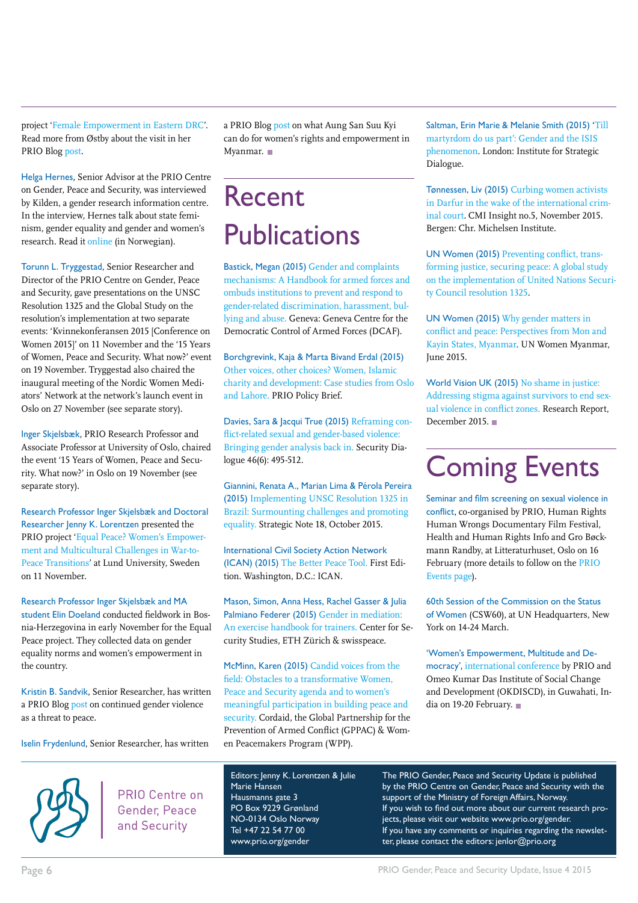project 'Female Empowerment in Eastern DRC'. Read more from Østby about the visit in her PRIO Blog post.

Helga Hernes, Senior Advisor at the PRIO Centre on Gender, Peace and Security, was interviewed by Kilden, a gender research information centre. In the interview, Hernes talk about state feminism, gender equality and gender and women's research. Read it online (in Norwegian).

Torunn L. Tryggestad, Senior Researcher and Director of the PRIO Centre on Gender, Peace and Security, gave presentations on the UNSC Resolution 1325 and the Global Study on the resolution's implementation at two separate events: 'Kvinnekonferansen 2015 [Conference on Women 2015]' on 11 November and the '15 Years of Women, Peace and Security. What now?' event on 19 November. Tryggestad also chaired the inaugural meeting of the Nordic Women Mediators' Network at the network's launch event in Oslo on 27 November (see separate story).

Inger Skjelsbæk, PRIO Research Professor and Associate Professor at University of Oslo, chaired the event '15 Years of Women, Peace and Security. What now?' in Oslo on 19 November (see separate story).

Research Professor Inger Skjelsbæk and Doctoral Researcher Jenny K. Lorentzen presented the PRIO project 'Equal Peace? Women's Empowerment and Multicultural Challenges in War-to-Peace Transitions' at Lund University, Sweden on 11 November.

Research Professor Inger Skjelsbæk and MA student Elin Doeland conducted fieldwork in Bosnia-Herzegovina in early November for the Equal Peace project. They collected data on gender equality norms and women's empowerment in the country.

Kristin B. Sandvik, Senior Researcher, has written a PRIO Blog post on continued gender violence as a threat to peace.

Iselin Frydenlund, Senior Researcher, has written a PRIO Blog post on what Aung San Suu Kyi can do for women's rights and empowerment in Myanmar.

# Recent Publications

Bastick, Megan (2015) Gender and complaints mechanisms: A Handbook for armed forces and ombuds institutions to prevent and respond to gender-related discrimination, harassment, bullying and abuse. Geneva: Geneva Centre for the Democratic Control of Armed Forces (DCAF).

Borchgrevink, Kaja & Marta Bivand Erdal (2015) Other voices, other choices? Women, Islamic charity and development: Case studies from Oslo and Lahore. PRIO Policy Brief.

Davies, Sara & Jacqui True (2015) Reframing conflict-related sexual and gender-based violence: Bringing gender analysis back in. Security Dialogue 46(6): 495-512.

Giannini, Renata A., Marian Lima & Pérola Pereira (2015) Implementing UNSC Resolution 1325 in Brazil: Surmounting challenges and promoting equality. Strategic Note 18, October 2015.

International Civil Society Action Network (ICAN) (2015) The Better Peace Tool. First Edition. Washington, D.C.: ICAN.

Mason, Simon, Anna Hess, Rachel Gasser & Julia Palmiano Federer (2015) Gender in mediation: An exercise handbook for trainers. Center for Security Studies, ETH Zürich & swisspeace.

McMinn, Karen (2015) Candid voices from the field: Obstacles to a transformative Women, Peace and Security agenda and to women's meaningful participation in building peace and security. Cordaid, the Global Partnership for the Prevention of Armed Conflict (GPPAC) & Women Peacemakers Program (WPP).

Saltman, Erin Marie & Melanie Smith (2015) 'Till martyrdom do us part': Gender and the ISIS phenomenon. London: Institute for Strategic Dialogue.

Tønnessen, Liv (2015) Curbing women activists in Darfur in the wake of the international criminal court. CMI Insight no.5, November 2015. Bergen: Chr. Michelsen Institute.

UN Women (2015) Preventing conflict, transforming justice, securing peace: A global study on the implementation of United Nations Security Council resolution 1325.

UN Women (2015) Why gender matters in conflict and peace: Perspectives from Mon and Kayin States, Myanmar. UN Women Myanmar, June 2015.

World Vision UK (2015) No shame in justice: Addressing stigma against survivors to end sexual violence in conflict zones. Research Report, December 2015.

# Coming Events

Seminar and film screening on sexual violence in conflict, co-organised by PRIO, Human Rights Human Wrongs Documentary Film Festival, Health and Human Rights Info and Gro Bøckmann Randby, at Litteraturhuset, Oslo on 16 February (more details to follow on the PRIO Events page).

60th Session of the Commission on the Status of Women (CSW60), at UN Headquarters, New York on 14-24 March.

'Women's Empowerment, Multitude and Democracy', international conference by PRIO and Omeo Kumar Das Institute of Social Change and Development (OKDISCD), in Guwahati, India on 19-20 February.

PRIO Centre on Gender, Peace and Security

Editors: Jenny K. Lorentzen & Julie Marie Hansen
Hausmanns gate 3
PO Box 9229 Grønland
NO-0134 Oslo Norway
Tel +47 22 54 77 00
www.prio.org/gender

The PRIO Gender, Peace and Security Update is published by the PRIO Centre on Gender, Peace and Security with the support of the Ministry of Foreign Affairs, Norway.
If you wish to find out more about our current research projects, please visit our website www.prio.org/gender.
If you have any comments or inquiries regarding the newsletter, please contact the editors: jenlor@prio.org